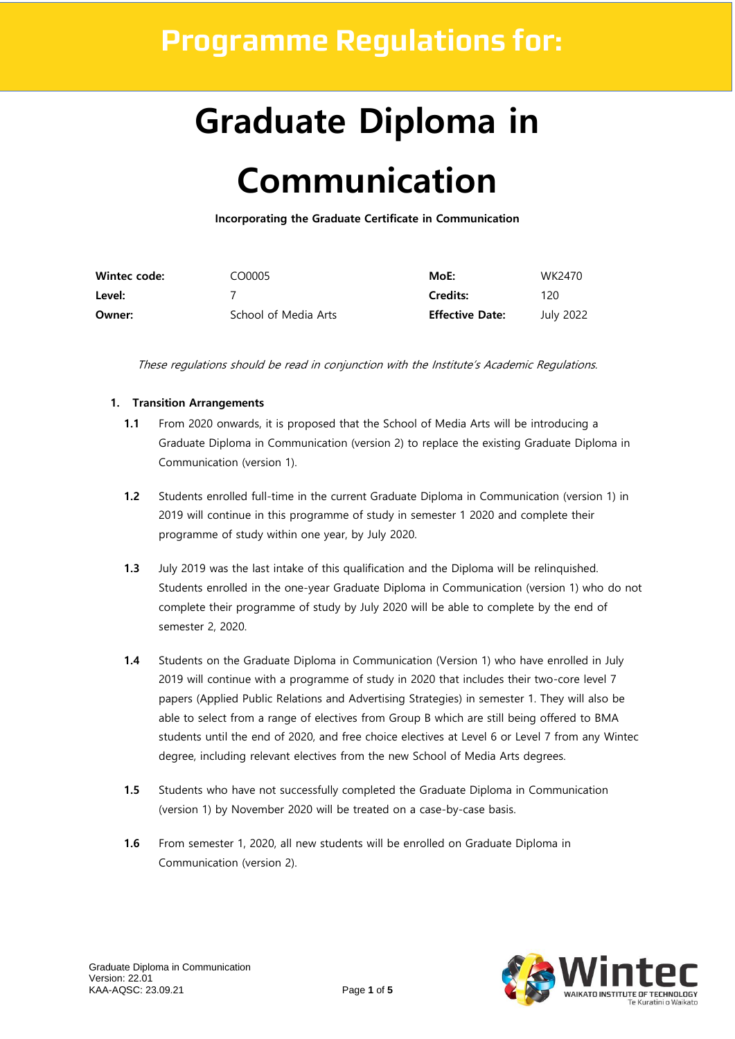# Programme Regulations for:

# Graduate Diploma in Communication

**Incorporating the Graduate Certificate in Communication**

| | | | |
|---|---|---|---|
| **Wintec code:** | CO0005 | **MoE:** | WK2470 |
| **Level:** | 7 | **Credits:** | 120 |
| **Owner:** | School of Media Arts | **Effective Date:** | July 2022 |

*These regulations should be read in conjunction with the Institute's Academic Regulations.*

## 1. Transition Arrangements

**1.1** From 2020 onwards, it is proposed that the School of Media Arts will be introducing a Graduate Diploma in Communication (version 2) to replace the existing Graduate Diploma in Communication (version 1).

**1.2** Students enrolled full-time in the current Graduate Diploma in Communication (version 1) in 2019 will continue in this programme of study in semester 1 2020 and complete their programme of study within one year, by July 2020.

**1.3** July 2019 was the last intake of this qualification and the Diploma will be relinquished. Students enrolled in the one-year Graduate Diploma in Communication (version 1) who do not complete their programme of study by July 2020 will be able to complete by the end of semester 2, 2020.

**1.4** Students on the Graduate Diploma in Communication (Version 1) who have enrolled in July 2019 will continue with a programme of study in 2020 that includes their two-core level 7 papers (Applied Public Relations and Advertising Strategies) in semester 1. They will also be able to select from a range of electives from Group B which are still being offered to BMA students until the end of 2020, and free choice electives at Level 6 or Level 7 from any Wintec degree, including relevant electives from the new School of Media Arts degrees.

**1.5** Students who have not successfully completed the Graduate Diploma in Communication (version 1) by November 2020 will be treated on a case-by-case basis.

**1.6** From semester 1, 2020, all new students will be enrolled on Graduate Diploma in Communication (version 2).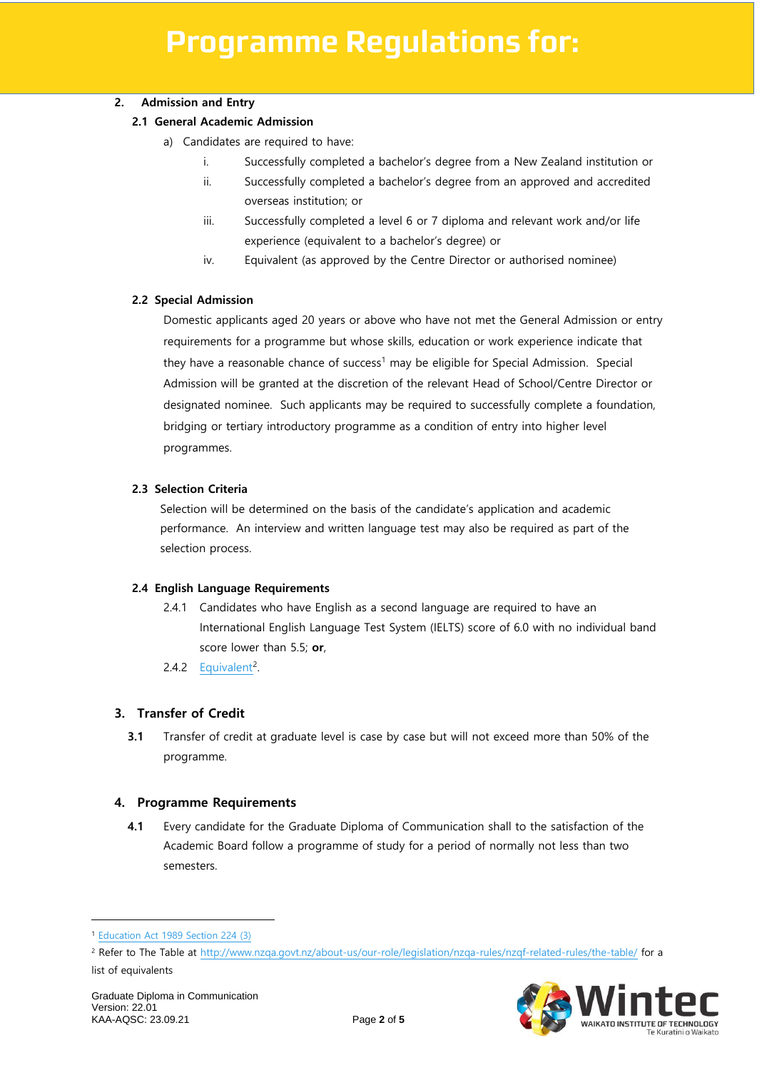## 2. Admission and Entry

### 2.1 General Academic Admission

a) Candidates are required to have:

i. Successfully completed a bachelor's degree from a New Zealand institution or

ii. Successfully completed a bachelor's degree from an approved and accredited overseas institution; or

iii. Successfully completed a level 6 or 7 diploma and relevant work and/or life experience (equivalent to a bachelor's degree) or

iv. Equivalent (as approved by the Centre Director or authorised nominee)

### 2.2 Special Admission

Domestic applicants aged 20 years or above who have not met the General Admission or entry requirements for a programme but whose skills, education or work experience indicate that they have a reasonable chance of success[1] may be eligible for Special Admission. Special Admission will be granted at the discretion of the relevant Head of School/Centre Director or designated nominee. Such applicants may be required to successfully complete a foundation, bridging or tertiary introductory programme as a condition of entry into higher level programmes.

### 2.3 Selection Criteria

Selection will be determined on the basis of the candidate's application and academic performance. An interview and written language test may also be required as part of the selection process.

### 2.4 English Language Requirements

2.4.1 Candidates who have English as a second language are required to have an International English Language Test System (IELTS) score of 6.0 with no individual band score lower than 5.5; **or**,

2.4.2 Equivalent[2].

## 3. Transfer of Credit

**3.1** Transfer of credit at graduate level is case by case but will not exceed more than 50% of the programme.

## 4. Programme Requirements

**4.1** Every candidate for the Graduate Diploma of Communication shall to the satisfaction of the Academic Board follow a programme of study for a period of normally not less than two semesters.

---

[1] Education Act 1989 Section 224 (3)

[2] Refer to The Table at http://www.nzqa.govt.nz/about-us/our-role/legislation/nzqa-rules/nzqf-related-rules/the-table/ for a list of equivalents

Graduate Diploma in Communication
Version: 22.01
KAA-AQSC: 23.09.21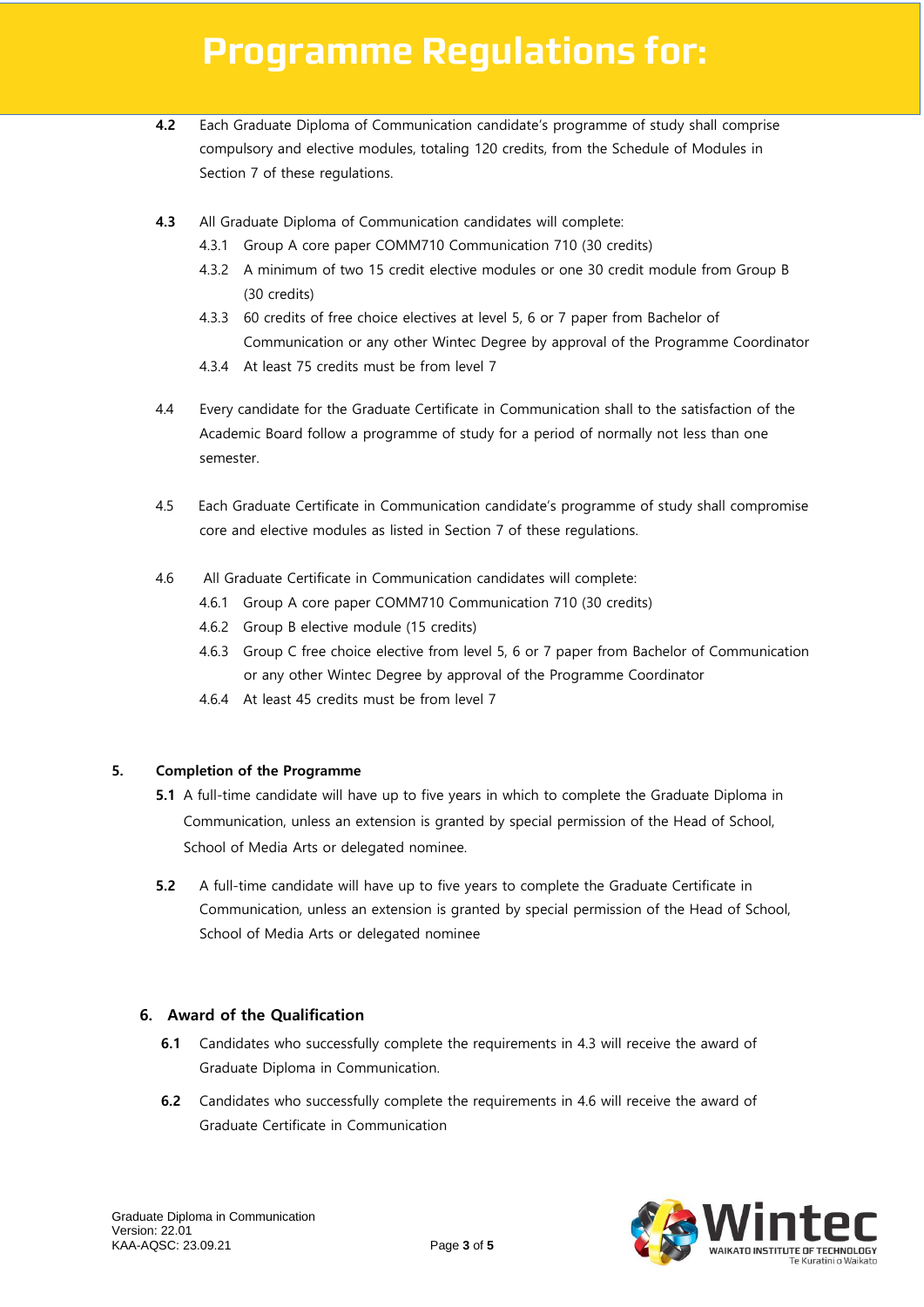**4.2** Each Graduate Diploma of Communication candidate's programme of study shall comprise compulsory and elective modules, totaling 120 credits, from the Schedule of Modules in Section 7 of these regulations.

**4.3** All Graduate Diploma of Communication candidates will complete:

- 4.3.1 Group A core paper COMM710 Communication 710 (30 credits)
- 4.3.2 A minimum of two 15 credit elective modules or one 30 credit module from Group B (30 credits)
- 4.3.3 60 credits of free choice electives at level 5, 6 or 7 paper from Bachelor of Communication or any other Wintec Degree by approval of the Programme Coordinator
- 4.3.4 At least 75 credits must be from level 7

4.4 Every candidate for the Graduate Certificate in Communication shall to the satisfaction of the Academic Board follow a programme of study for a period of normally not less than one semester.

4.5 Each Graduate Certificate in Communication candidate's programme of study shall compromise core and elective modules as listed in Section 7 of these regulations.

4.6 All Graduate Certificate in Communication candidates will complete:

- 4.6.1 Group A core paper COMM710 Communication 710 (30 credits)
- 4.6.2 Group B elective module (15 credits)
- 4.6.3 Group C free choice elective from level 5, 6 or 7 paper from Bachelor of Communication or any other Wintec Degree by approval of the Programme Coordinator
- 4.6.4 At least 45 credits must be from level 7

## 5. Completion of the Programme

**5.1** A full-time candidate will have up to five years in which to complete the Graduate Diploma in Communication, unless an extension is granted by special permission of the Head of School, School of Media Arts or delegated nominee.

**5.2** A full-time candidate will have up to five years to complete the Graduate Certificate in Communication, unless an extension is granted by special permission of the Head of School, School of Media Arts or delegated nominee

## 6. Award of the Qualification

**6.1** Candidates who successfully complete the requirements in 4.3 will receive the award of Graduate Diploma in Communication.

**6.2** Candidates who successfully complete the requirements in 4.6 will receive the award of Graduate Certificate in Communication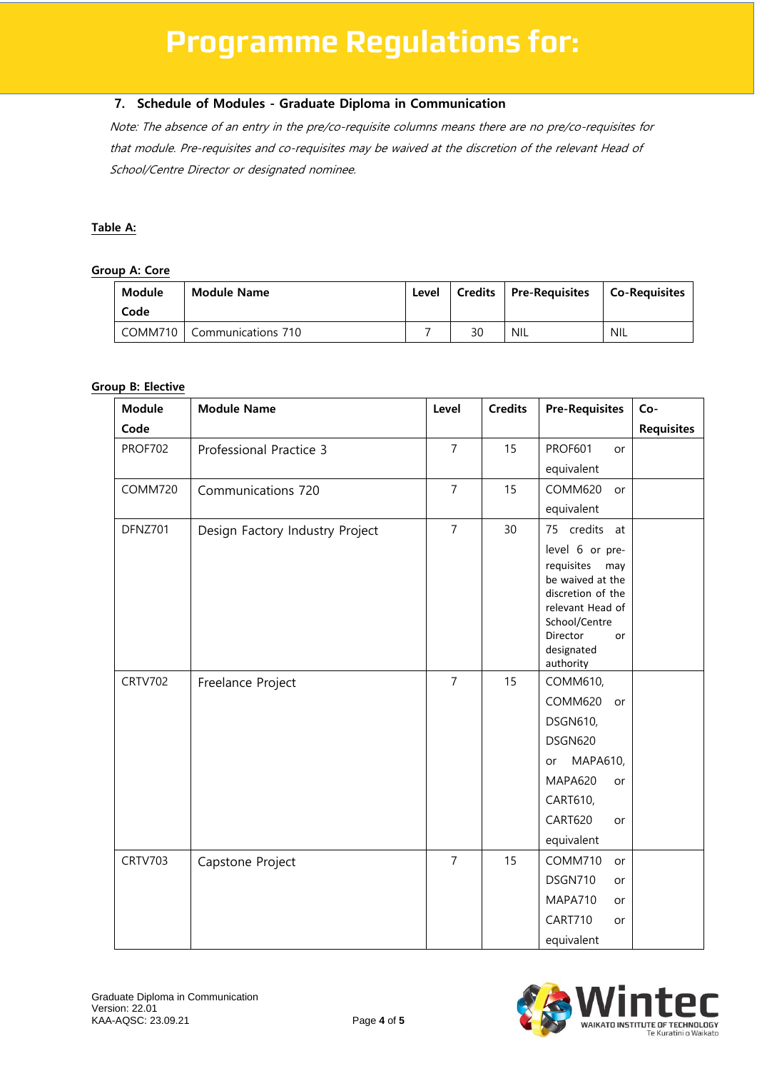## 7. Schedule of Modules - Graduate Diploma in Communication

*Note: The absence of an entry in the pre/co-requisite columns means there are no pre/co-requisites for that module. Pre-requisites and co-requisites may be waived at the discretion of the relevant Head of School/Centre Director or designated nominee.*

**Table A:**

**Group A: Core**

| Module Code | Module Name | Level | Credits | Pre-Requisites | Co-Requisites |
|---|---|---|---|---|---|
| COMM710 | Communications 710 | 7 | 30 | NIL | NIL |

**Group B: Elective**

| Module Code | Module Name | Level | Credits | Pre-Requisites | Co-Requisites |
|---|---|---|---|---|---|
| PROF702 | Professional Practice 3 | 7 | 15 | PROF601 or equivalent | |
| COMM720 | Communications 720 | 7 | 15 | COMM620 or equivalent | |
| DFNZ701 | Design Factory Industry Project | 7 | 30 | 75 credits at level 6 or pre-requisites may be waived at the discretion of the relevant Head of School/Centre Director or designated authority | |
| CRTV702 | Freelance Project | 7 | 15 | COMM610, COMM620 or DSGN610, DSGN620 or MAPA610, MAPA620 or CART610, CART620 or equivalent | |
| CRTV703 | Capstone Project | 7 | 15 | COMM710 or DSGN710 or MAPA710 or CART710 or equivalent | |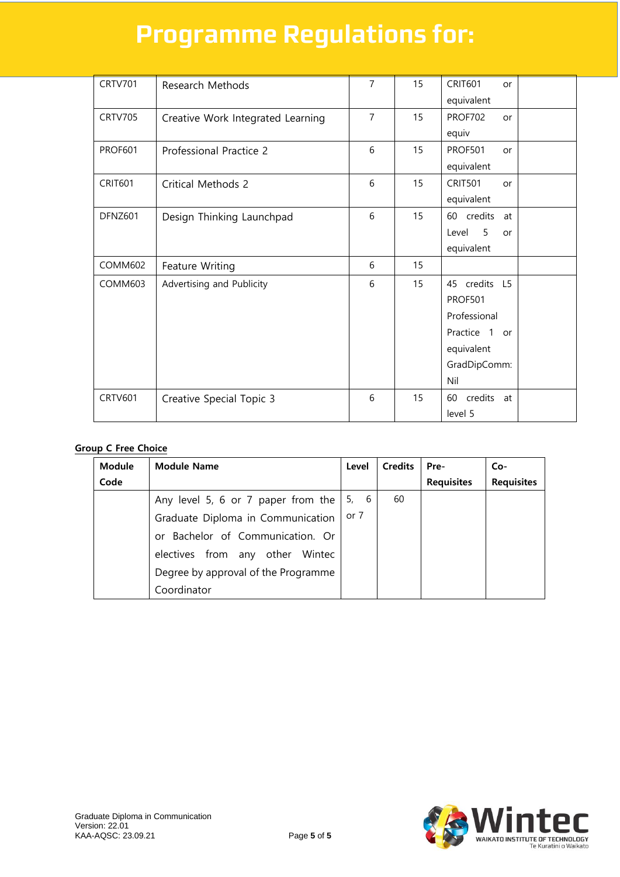| | | | | | |
|---|---|---|---|---|---|
| CRTV701 | Research Methods | 7 | 15 | CRIT601 or equivalent | |
| CRTV705 | Creative Work Integrated Learning | 7 | 15 | PROF702 or equiv | |
| PROF601 | Professional Practice 2 | 6 | 15 | PROF501 or equivalent | |
| CRIT601 | Critical Methods 2 | 6 | 15 | CRIT501 or equivalent | |
| DFNZ601 | Design Thinking Launchpad | 6 | 15 | 60 credits at Level 5 or equivalent | |
| COMM602 | Feature Writing | 6 | 15 | | |
| COMM603 | Advertising and Publicity | 6 | 15 | 45 credits L5 PROF501 Professional Practice 1 or equivalent GradDipComm: Nil | |
| CRTV601 | Creative Special Topic 3 | 6 | 15 | 60 credits at level 5 | |

**Group C Free Choice**

| Module Code | Module Name | Level | Credits | Pre-Requisites | Co-Requisites |
|---|---|---|---|---|---|
| | Any level 5, 6 or 7 paper from the Graduate Diploma in Communication or Bachelor of Communication. Or electives from any other Wintec Degree by approval of the Programme Coordinator | 5, 6 or 7 | 60 | | |